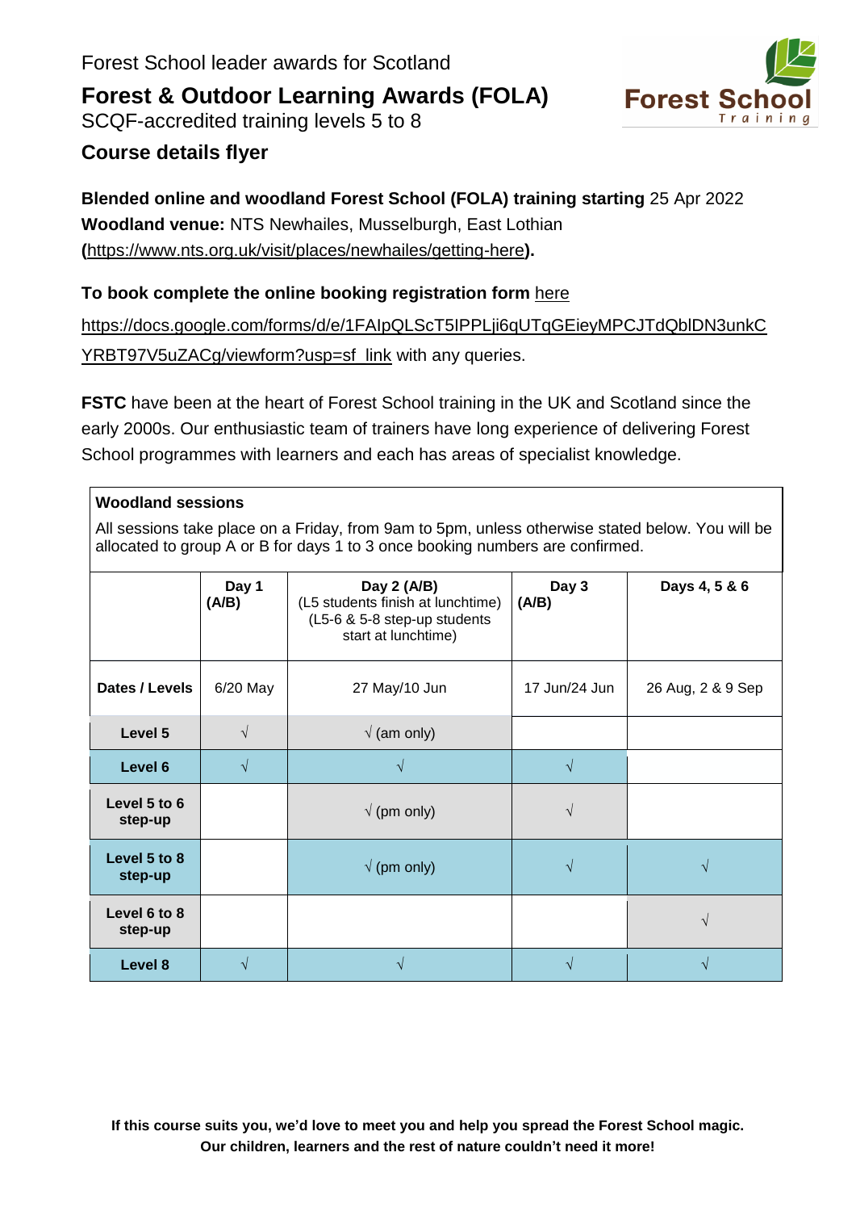Forest School leader awards for Scotland

# Forest & Outdoor Learning Awards (FOLA)

SCQF-accredited training levels 5 to 8

## Course details flyer

**Blended online and woodland Forest School (FOLA) training starting** 25 Apr 2022
**Woodland venue:** NTS Newhailes, Musselburgh, East Lothian **(**https://www.nts.org.uk/visit/places/newhailes/getting-here**).**

**To book complete the online booking registration form** here
https://docs.google.com/forms/d/e/1FAIpQLScT5IPPLji6qUTqGEieyMPCJTdQblDN3unkCYRBT97V5uZACg/viewform?usp=sf_link with any queries.

**FSTC** have been at the heart of Forest School training in the UK and Scotland since the early 2000s. Our enthusiastic team of trainers have long experience of delivering Forest School programmes with learners and each has areas of specialist knowledge.

**Woodland sessions**

All sessions take place on a Friday, from 9am to 5pm, unless otherwise stated below. You will be allocated to group A or B for days 1 to 3 once booking numbers are confirmed.

| | **Day 1 (A/B)** | **Day 2 (A/B)** (L5 students finish at lunchtime) (L5-6 & 5-8 step-up students start at lunchtime) | **Day 3 (A/B)** | **Days 4, 5 & 6** |
|---|---|---|---|---|
| **Dates / Levels** | 6/20 May | 27 May/10 Jun | 17 Jun/24 Jun | 26 Aug, 2 & 9 Sep |
| **Level 5** | √ | √ (am only) | | |
| **Level 6** | √ | √ | √ | |
| **Level 5 to 6 step-up** | | √ (pm only) | √ | |
| **Level 5 to 8 step-up** | | √ (pm only) | √ | √ |
| **Level 6 to 8 step-up** | | | | √ |
| **Level 8** | √ | √ | √ | √ |

**If this course suits you, we'd love to meet you and help you spread the Forest School magic. Our children, learners and the rest of nature couldn't need it more!**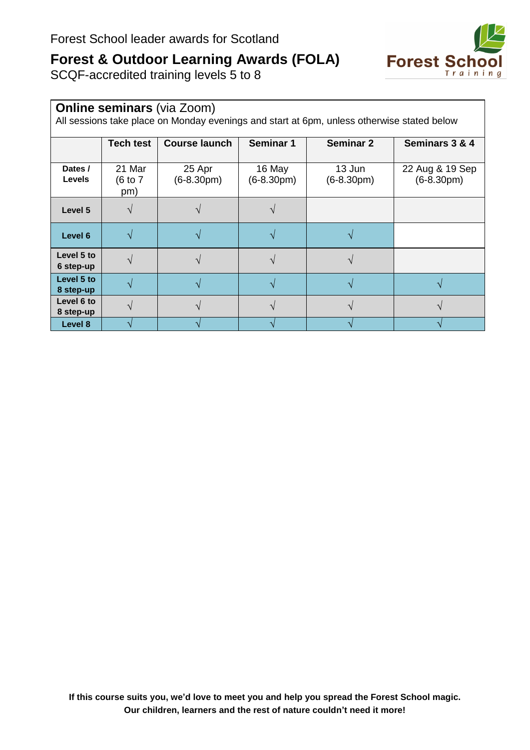Forest School leader awards for Scotland

## Forest & Outdoor Learning Awards (FOLA)

SCQF-accredited training levels 5 to 8

**Online seminars** (via Zoom)

All sessions take place on Monday evenings and start at 6pm, unless otherwise stated below

| | **Tech test** | **Course launch** | **Seminar 1** | **Seminar 2** | **Seminars 3 & 4** |
|---|---|---|---|---|---|
| **Dates / Levels** | 21 Mar (6 to 7 pm) | 25 Apr (6-8.30pm) | 16 May (6-8.30pm) | 13 Jun (6-8.30pm) | 22 Aug & 19 Sep (6-8.30pm) |
| **Level 5** | √ | √ | √ | | |
| **Level 6** | √ | √ | √ | √ | |
| **Level 5 to 6 step-up** | √ | √ | √ | √ | |
| **Level 5 to 8 step-up** | √ | √ | √ | √ | √ |
| **Level 6 to 8 step-up** | √ | √ | √ | √ | √ |
| **Level 8** | √ | √ | √ | √ | √ |

**If this course suits you, we'd love to meet you and help you spread the Forest School magic. Our children, learners and the rest of nature couldn't need it more!**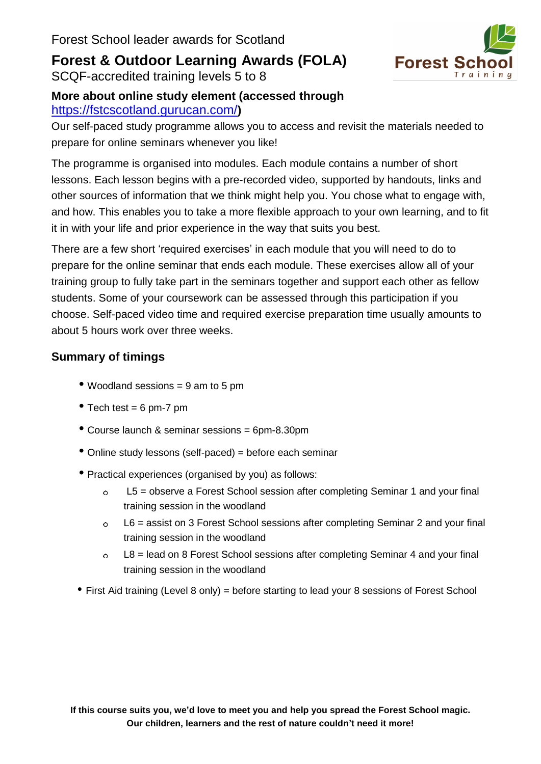Forest School leader awards for Scotland

# Forest & Outdoor Learning Awards (FOLA)

SCQF-accredited training levels 5 to 8

### More about online study element (accessed through https://fstcscotland.gurucan.com/)

Our self-paced study programme allows you to access and revisit the materials needed to prepare for online seminars whenever you like!

The programme is organised into modules. Each module contains a number of short lessons. Each lesson begins with a pre-recorded video, supported by handouts, links and other sources of information that we think might help you. You chose what to engage with, and how. This enables you to take a more flexible approach to your own learning, and to fit it in with your life and prior experience in the way that suits you best.

There are a few short 'required exercises' in each module that you will need to do to prepare for the online seminar that ends each module. These exercises allow all of your training group to fully take part in the seminars together and support each other as fellow students. Some of your coursework can be assessed through this participation if you choose. Self-paced video time and required exercise preparation time usually amounts to about 5 hours work over three weeks.

### Summary of timings

- Woodland sessions = 9 am to 5 pm
- Tech test = 6 pm-7 pm
- Course launch & seminar sessions = 6pm-8.30pm
- Online study lessons (self-paced) = before each seminar
- Practical experiences (organised by you) as follows:
  - L5 = observe a Forest School session after completing Seminar 1 and your final training session in the woodland
  - L6 = assist on 3 Forest School sessions after completing Seminar 2 and your final training session in the woodland
  - L8 = lead on 8 Forest School sessions after completing Seminar 4 and your final training session in the woodland
- First Aid training (Level 8 only) = before starting to lead your 8 sessions of Forest School

**If this course suits you, we'd love to meet you and help you spread the Forest School magic. Our children, learners and the rest of nature couldn't need it more!**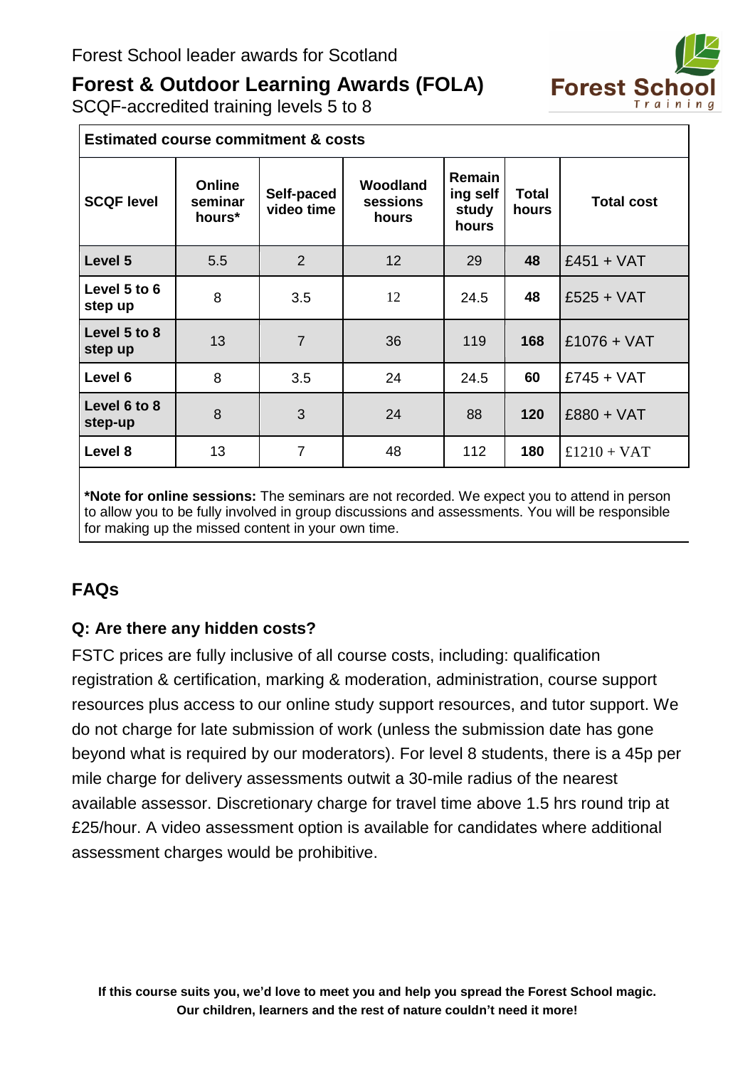Forest School leader awards for Scotland

# Forest & Outdoor Learning Awards (FOLA)

SCQF-accredited training levels 5 to 8

| **Estimated course commitment & costs** | | | | | | |
|---|---|---|---|---|---|---|
| **SCQF level** | **Online seminar hours*** | **Self-paced video time** | **Woodland sessions hours** | **Remaining self study hours** | **Total hours** | **Total cost** |
| **Level 5** | 5.5 | 2 | 12 | 29 | **48** | £451 + VAT |
| **Level 5 to 6 step up** | 8 | 3.5 | 12 | 24.5 | **48** | £525 + VAT |
| **Level 5 to 8 step up** | 13 | 7 | 36 | 119 | **168** | £1076 + VAT |
| **Level 6** | 8 | 3.5 | 24 | 24.5 | **60** | £745 + VAT |
| **Level 6 to 8 step-up** | 8 | 3 | 24 | 88 | **120** | £880 + VAT |
| **Level 8** | 13 | 7 | 48 | 112 | **180** | £1210 + VAT |

***Note for online sessions:** The seminars are not recorded. We expect you to attend in person to allow you to be fully involved in group discussions and assessments. You will be responsible for making up the missed content in your own time.

## FAQs

### Q: Are there any hidden costs?

FSTC prices are fully inclusive of all course costs, including: qualification registration & certification, marking & moderation, administration, course support resources plus access to our online study support resources, and tutor support. We do not charge for late submission of work (unless the submission date has gone beyond what is required by our moderators). For level 8 students, there is a 45p per mile charge for delivery assessments outwit a 30-mile radius of the nearest available assessor. Discretionary charge for travel time above 1.5 hrs round trip at £25/hour. A video assessment option is available for candidates where additional assessment charges would be prohibitive.

**If this course suits you, we'd love to meet you and help you spread the Forest School magic. Our children, learners and the rest of nature couldn't need it more!**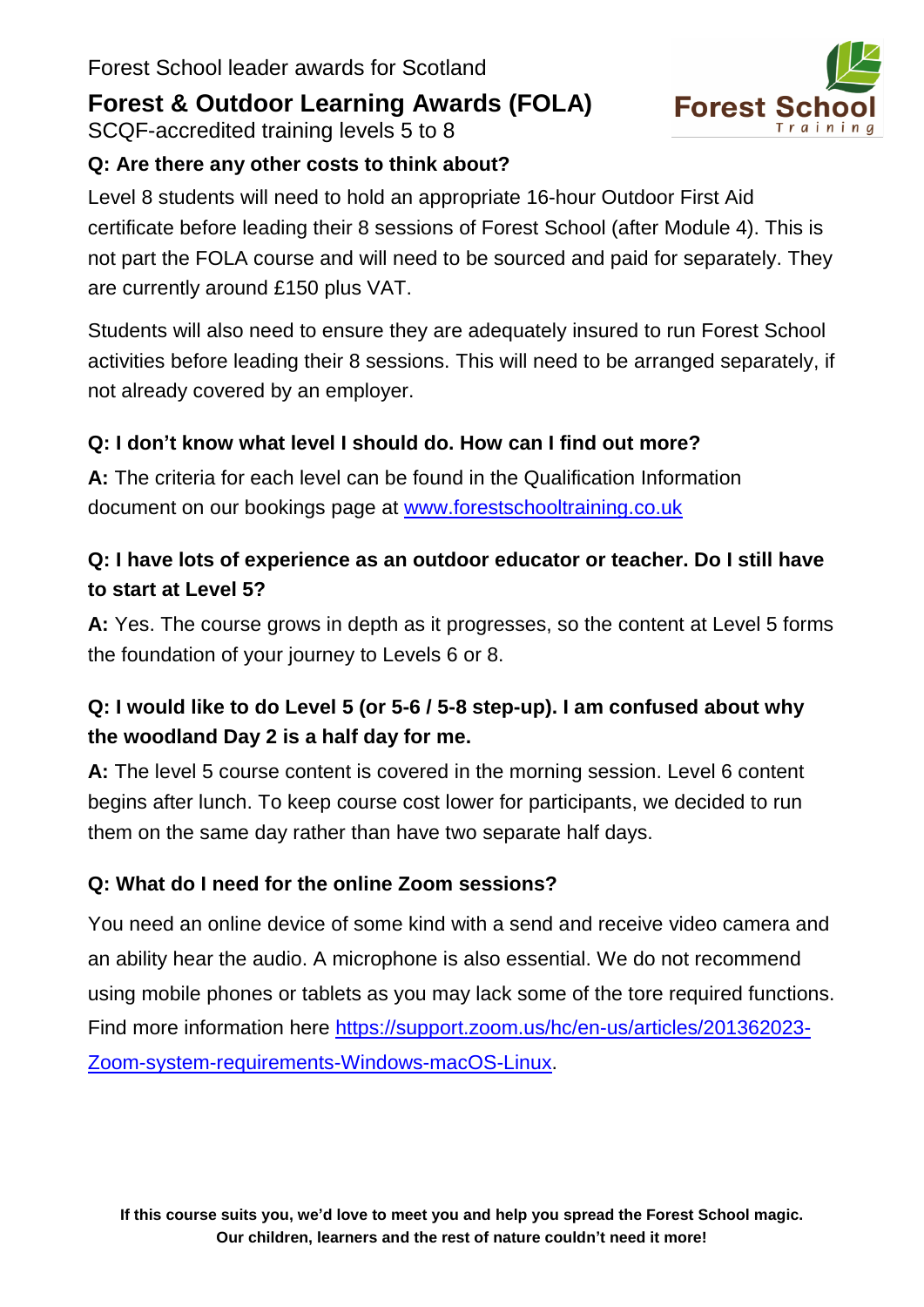Forest School leader awards for Scotland

# Forest & Outdoor Learning Awards (FOLA)

SCQF-accredited training levels 5 to 8

**Q: Are there any other costs to think about?**

Level 8 students will need to hold an appropriate 16-hour Outdoor First Aid certificate before leading their 8 sessions of Forest School (after Module 4). This is not part the FOLA course and will need to be sourced and paid for separately. They are currently around £150 plus VAT.

Students will also need to ensure they are adequately insured to run Forest School activities before leading their 8 sessions. This will need to be arranged separately, if not already covered by an employer.

**Q: I don't know what level I should do. How can I find out more?**

**A:** The criteria for each level can be found in the Qualification Information document on our bookings page at [www.forestschooltraining.co.uk](http://www.forestschooltraining.co.uk)

**Q: I have lots of experience as an outdoor educator or teacher. Do I still have to start at Level 5?**

**A:** Yes. The course grows in depth as it progresses, so the content at Level 5 forms the foundation of your journey to Levels 6 or 8.

**Q: I would like to do Level 5 (or 5-6 / 5-8 step-up). I am confused about why the woodland Day 2 is a half day for me.**

**A:** The level 5 course content is covered in the morning session. Level 6 content begins after lunch. To keep course cost lower for participants, we decided to run them on the same day rather than have two separate half days.

**Q: What do I need for the online Zoom sessions?**

You need an online device of some kind with a send and receive video camera and an ability hear the audio. A microphone is also essential. We do not recommend using mobile phones or tablets as you may lack some of the tore required functions. Find more information here [https://support.zoom.us/hc/en-us/articles/201362023-Zoom-system-requirements-Windows-macOS-Linux](https://support.zoom.us/hc/en-us/articles/201362023-Zoom-system-requirements-Windows-macOS-Linux).

**If this course suits you, we'd love to meet you and help you spread the Forest School magic. Our children, learners and the rest of nature couldn't need it more!**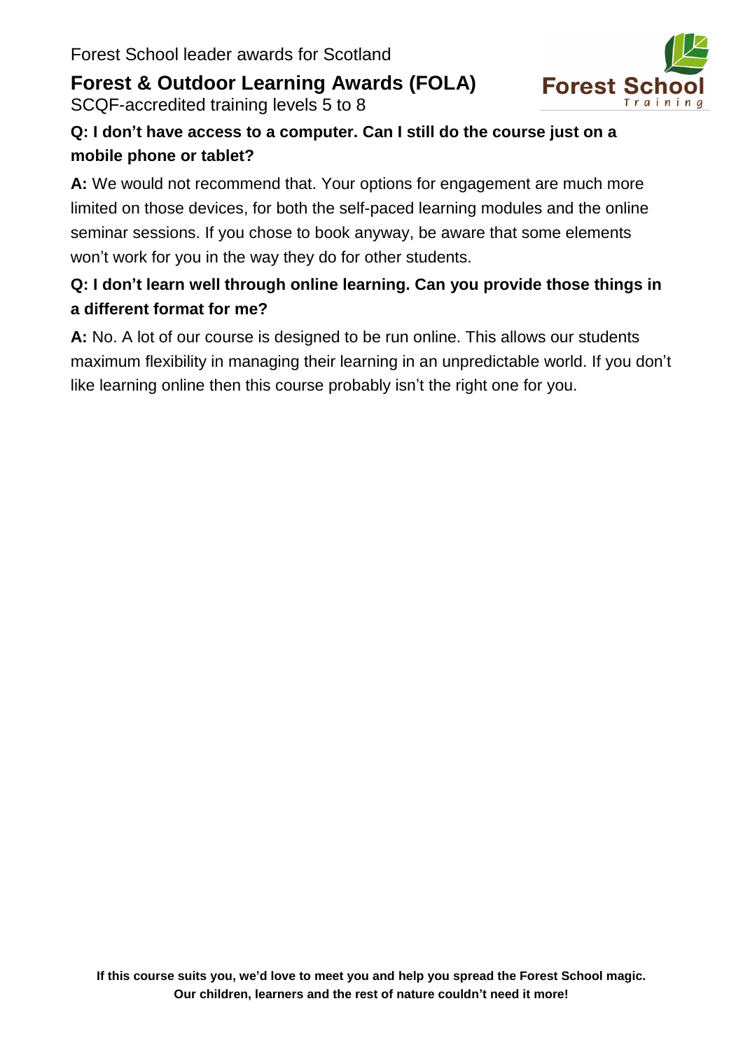**Q: I don't have access to a computer. Can I still do the course just on a mobile phone or tablet?**

**A:** We would not recommend that. Your options for engagement are much more limited on those devices, for both the self-paced learning modules and the online seminar sessions. If you chose to book anyway, be aware that some elements won't work for you in the way they do for other students.

**Q: I don't learn well through online learning. Can you provide those things in a different format for me?**

**A:** No. A lot of our course is designed to be run online. This allows our students maximum flexibility in managing their learning in an unpredictable world. If you don't like learning online then this course probably isn't the right one for you.

**If this course suits you, we'd love to meet you and help you spread the Forest School magic. Our children, learners and the rest of nature couldn't need it more!**